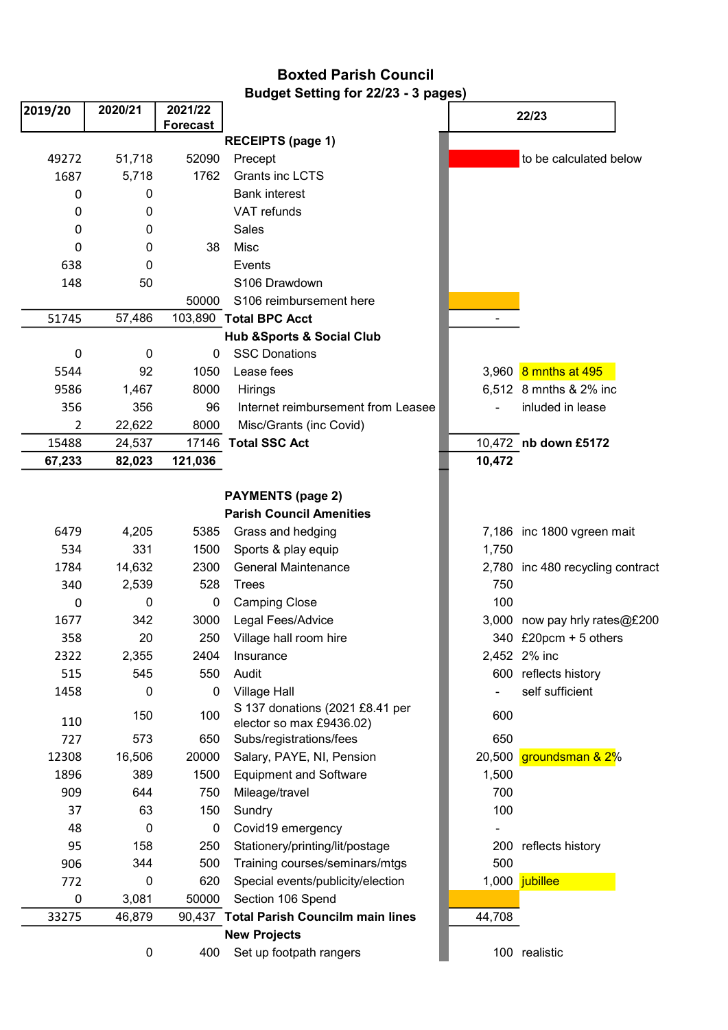# Boxted Parish Council

## Budget Setting for 22/23 - 3 pages)

| 2019/20 | 2020/21 | 2021/22 Forecast | | 22/23 | |
|---|---|---|---|---|---|
| | | | **RECEIPTS (page 1)** | | |
| 49272 | 51,718 | 52090 | Precept | | to be calculated below |
| 1687 | 5,718 | 1762 | Grants inc LCTS | | |
| 0 | 0 | | Bank interest | | |
| 0 | 0 | | VAT refunds | | |
| 0 | 0 | | Sales | | |
| 0 | 0 | 38 | Misc | | |
| 638 | 0 | | Events | | |
| 148 | 50 | | S106 Drawdown | | |
| | | 50000 | S106 reimbursement here | | |
| 51745 | 57,486 | 103,890 | **Total BPC Acct** | - | |
| | | | **Hub &Sports & Social Club** | | |
| 0 | 0 | 0 | SSC Donations | | |
| 5544 | 92 | 1050 | Lease fees | 3,960 | 8 mnths at 495 |
| 9586 | 1,467 | 8000 | Hirings | 6,512 | 8 mnths & 2% inc |
| 356 | 356 | 96 | Internet reimbursement from Leasee | - | inluded in lease |
| 2 | 22,622 | 8000 | Misc/Grants (inc Covid) | | |
| 15488 | 24,537 | 17146 | **Total SSC Act** | 10,472 | **nb down £5172** |
| **67,233** | **82,023** | **121,036** | | **10,472** | |
| | | | **PAYMENTS (page 2)** | | |
| | | | **Parish Council Amenities** | | |
| 6479 | 4,205 | 5385 | Grass and hedging | 7,186 | inc 1800 vgreen mait |
| 534 | 331 | 1500 | Sports & play equip | 1,750 | |
| 1784 | 14,632 | 2300 | General Maintenance | 2,780 | inc 480 recycling contract |
| 340 | 2,539 | 528 | Trees | 750 | |
| 0 | 0 | 0 | Camping Close | 100 | |
| 1677 | 342 | 3000 | Legal Fees/Advice | 3,000 | now pay hrly rates@£200 |
| 358 | 20 | 250 | Village hall room hire | 340 | £20pcm + 5 others |
| 2322 | 2,355 | 2404 | Insurance | 2,452 | 2% inc |
| 515 | 545 | 550 | Audit | 600 | reflects history |
| 1458 | 0 | 0 | Village Hall | - | self sufficient |
| 110 | 150 | 100 | S 137 donations (2021 £8.41 per elector so max £9436.02) | 600 | |
| 727 | 573 | 650 | Subs/registrations/fees | 650 | |
| 12308 | 16,506 | 20000 | Salary, PAYE, NI, Pension | 20,500 | groundsman & 2% |
| 1896 | 389 | 1500 | Equipment and Software | 1,500 | |
| 909 | 644 | 750 | Mileage/travel | 700 | |
| 37 | 63 | 150 | Sundry | 100 | |
| 48 | 0 | 0 | Covid19 emergency | - | |
| 95 | 158 | 250 | Stationery/printing/lit/postage | 200 | reflects history |
| 906 | 344 | 500 | Training courses/seminars/mtgs | 500 | |
| 772 | 0 | 620 | Special events/publicity/election | 1,000 | jubillee |
| 0 | 3,081 | 50000 | Section 106 Spend | | |
| 33275 | 46,879 | 90,437 | **Total Parish Councilm main lines** | 44,708 | |
| | | | **New Projects** | | |
| | 0 | 400 | Set up footpath rangers | 100 | realistic |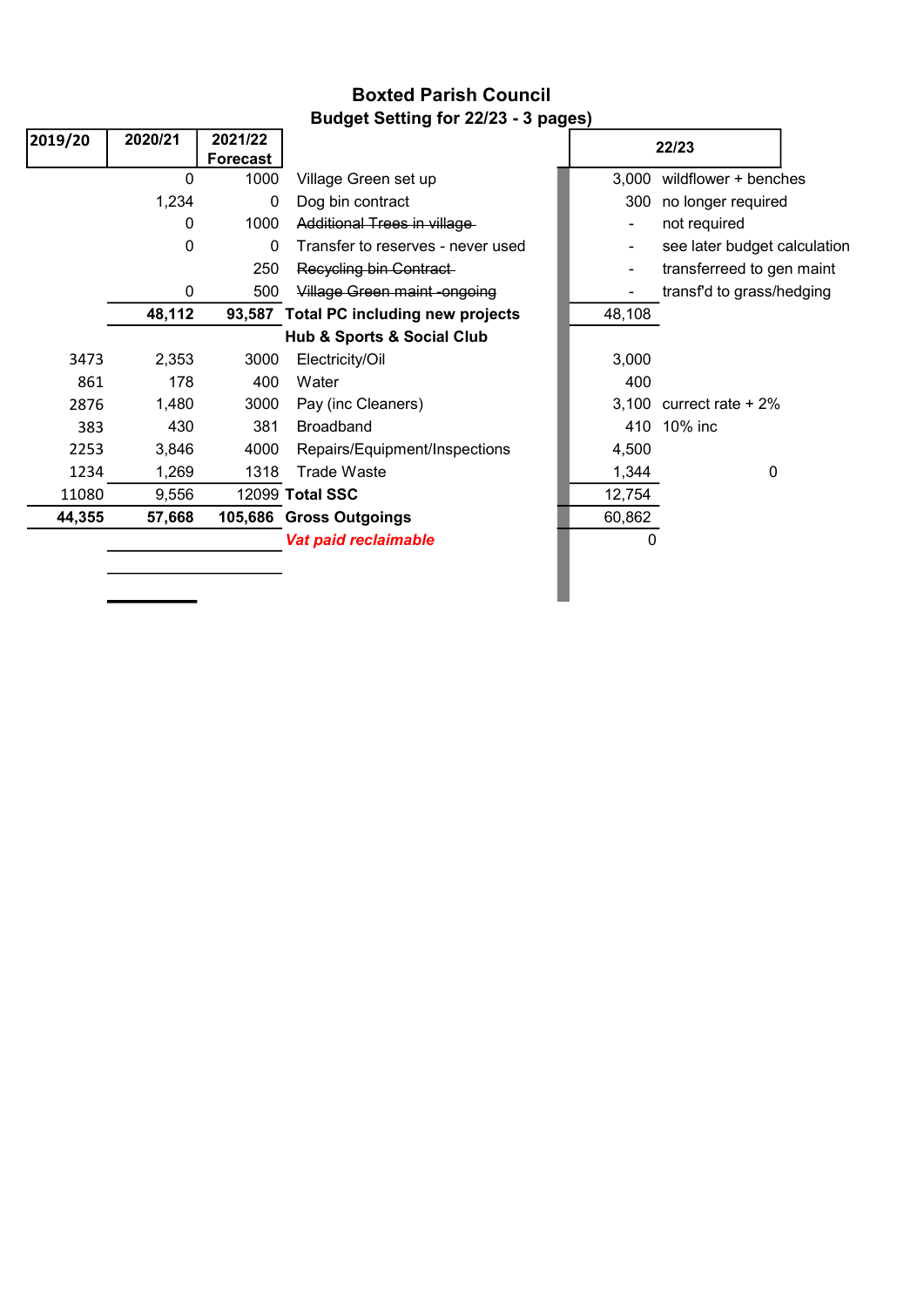# Boxted Parish Council

## Budget Setting for 22/23 - 3 pages)

| 2019/20 | 2020/21 | 2021/22 Forecast | | 22/23 | |
|---|---|---|---|---|---|
| | 0 | 1000 | Village Green set up | 3,000 | wildflower + benches |
| | 1,234 | 0 | Dog bin contract | 300 | no longer required |
| | 0 | 1000 | ~~Additional Trees in village~~ | - | not required |
| | 0 | 0 | Transfer to reserves - never used | - | see later budget calculation |
| | | 250 | ~~Recycling bin Contract~~ | - | transferreed to gen maint |
| | 0 | 500 | ~~Village Green maint -ongoing~~ | - | transf'd to grass/hedging |
| | **48,112** | **93,587** | **Total PC including new projects** | 48,108 | |
| | | | **Hub & Sports & Social Club** | | |
| 3473 | 2,353 | 3000 | Electricity/Oil | 3,000 | |
| 861 | 178 | 400 | Water | 400 | |
| 2876 | 1,480 | 3000 | Pay (inc Cleaners) | 3,100 | currect rate + 2% |
| 383 | 430 | 381 | Broadband | 410 | 10% inc |
| 2253 | 3,846 | 4000 | Repairs/Equipment/Inspections | 4,500 | |
| 1234 | 1,269 | 1318 | Trade Waste | 1,344 | 0 |
| 11080 | 9,556 | 12099 | **Total SSC** | 12,754 | |
| **44,355** | **57,668** | **105,686** | **Gross Outgoings** | 60,862 | |
| | | | ***Vat paid reclaimable*** | 0 | |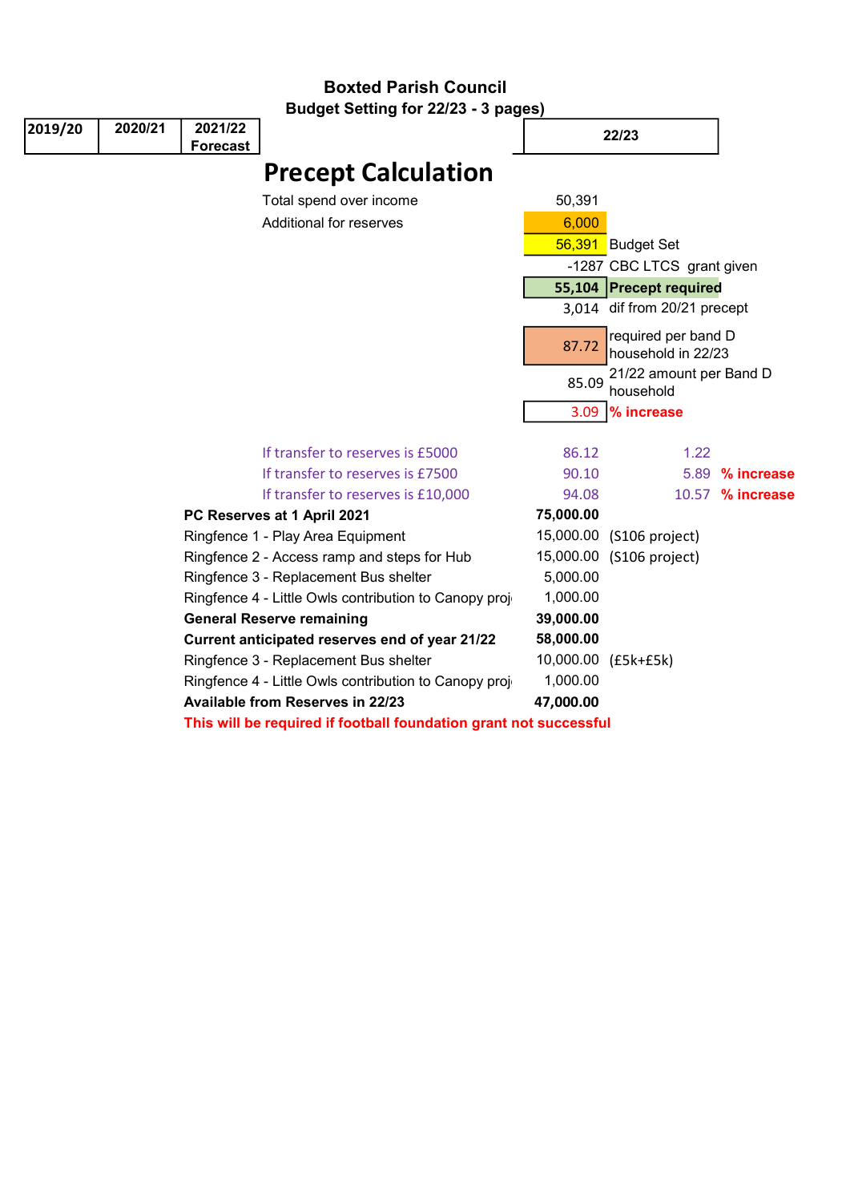# Boxted Parish Council

## Budget Setting for 22/23 - 3 pages)

| 2019/20 | 2020/21 | 2021/22 Forecast | | 22/23 |
|---|---|---|---|---|

## Precept Calculation

| | | |
|---|---|---|
| Total spend over income | 50,391 | |
| Additional for reserves | 6,000 | |
| | 56,391 | Budget Set |
| | -1287 | CBC LTCS grant given |
| | **55,104** | **Precept required** |
| | 3,014 | dif from 20/21 precept |
| | 87.72 | required per band D household in 22/23 |
| | 85.09 | 21/22 amount per Band D household |
| | 3.09 | **% increase** |

| | | | |
|---|---|---|---|
| If transfer to reserves is £5000 | 86.12 | 1.22 | |
| If transfer to reserves is £7500 | 90.10 | 5.89 | **% increase** |
| If transfer to reserves is £10,000 | 94.08 | 10.57 | **% increase** |

| | | |
|---|---|---|
| **PC Reserves at 1 April 2021** | **75,000.00** | |
| Ringfence 1 - Play Area Equipment | 15,000.00 | (S106 project) |
| Ringfence 2 - Access ramp and steps for Hub | 15,000.00 | (S106 project) |
| Ringfence 3 - Replacement Bus shelter | 5,000.00 | |
| Ringfence 4 - Little Owls contribution to Canopy proj | 1,000.00 | |
| **General Reserve remaining** | **39,000.00** | |
| **Current anticipated reserves end of year 21/22** | **58,000.00** | |
| Ringfence 3 - Replacement Bus shelter | 10,000.00 | (£5k+£5k) |
| Ringfence 4 - Little Owls contribution to Canopy proj | 1,000.00 | |
| **Available from Reserves in 22/23** | **47,000.00** | |

**This will be required if football foundation grant not successful**